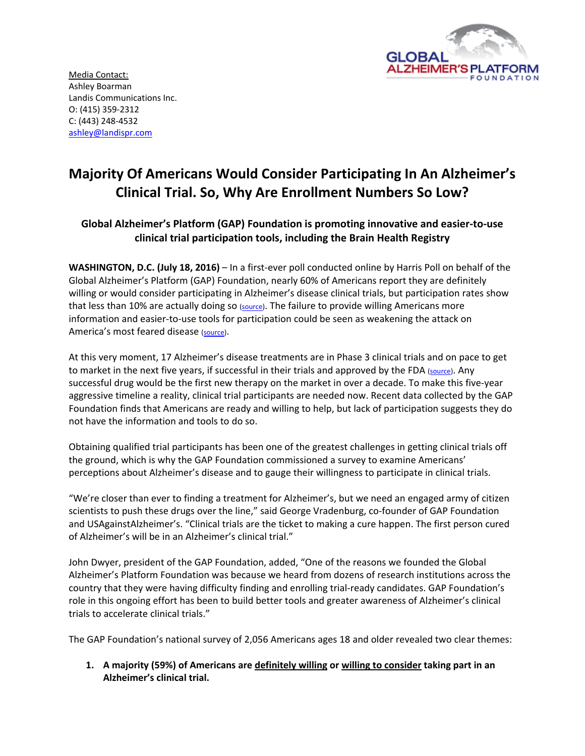Media Contact:
Ashley Boarman
Landis Communications Inc.
O: (415) 359-2312
C: (443) 248-4532
ashley@landispr.com

GLOBAL ALZHEIMER'S PLATFORM FOUNDATION

# Majority Of Americans Would Consider Participating In An Alzheimer's Clinical Trial. So, Why Are Enrollment Numbers So Low?

**Global Alzheimer's Platform (GAP) Foundation is promoting innovative and easier-to-use clinical trial participation tools, including the Brain Health Registry**

**WASHINGTON, D.C. (July 18, 2016)** – In a first-ever poll conducted online by Harris Poll on behalf of the Global Alzheimer's Platform (GAP) Foundation, nearly 60% of Americans report they are definitely willing or would consider participating in Alzheimer's disease clinical trials, but participation rates show that less than 10% are actually doing so (source). The failure to provide willing Americans more information and easier-to-use tools for participation could be seen as weakening the attack on America's most feared disease (source).

At this very moment, 17 Alzheimer's disease treatments are in Phase 3 clinical trials and on pace to get to market in the next five years, if successful in their trials and approved by the FDA (source). Any successful drug would be the first new therapy on the market in over a decade. To make this five-year aggressive timeline a reality, clinical trial participants are needed now. Recent data collected by the GAP Foundation finds that Americans are ready and willing to help, but lack of participation suggests they do not have the information and tools to do so.

Obtaining qualified trial participants has been one of the greatest challenges in getting clinical trials off the ground, which is why the GAP Foundation commissioned a survey to examine Americans' perceptions about Alzheimer's disease and to gauge their willingness to participate in clinical trials.

"We're closer than ever to finding a treatment for Alzheimer's, but we need an engaged army of citizen scientists to push these drugs over the line," said George Vradenburg, co-founder of GAP Foundation and USAgainstAlzheimer's. "Clinical trials are the ticket to making a cure happen. The first person cured of Alzheimer's will be in an Alzheimer's clinical trial."

John Dwyer, president of the GAP Foundation, added, "One of the reasons we founded the Global Alzheimer's Platform Foundation was because we heard from dozens of research institutions across the country that they were having difficulty finding and enrolling trial-ready candidates. GAP Foundation's role in this ongoing effort has been to build better tools and greater awareness of Alzheimer's clinical trials to accelerate clinical trials."

The GAP Foundation's national survey of 2,056 Americans ages 18 and older revealed two clear themes:

1. **A majority (59%) of Americans are definitely willing or willing to consider taking part in an Alzheimer's clinical trial.**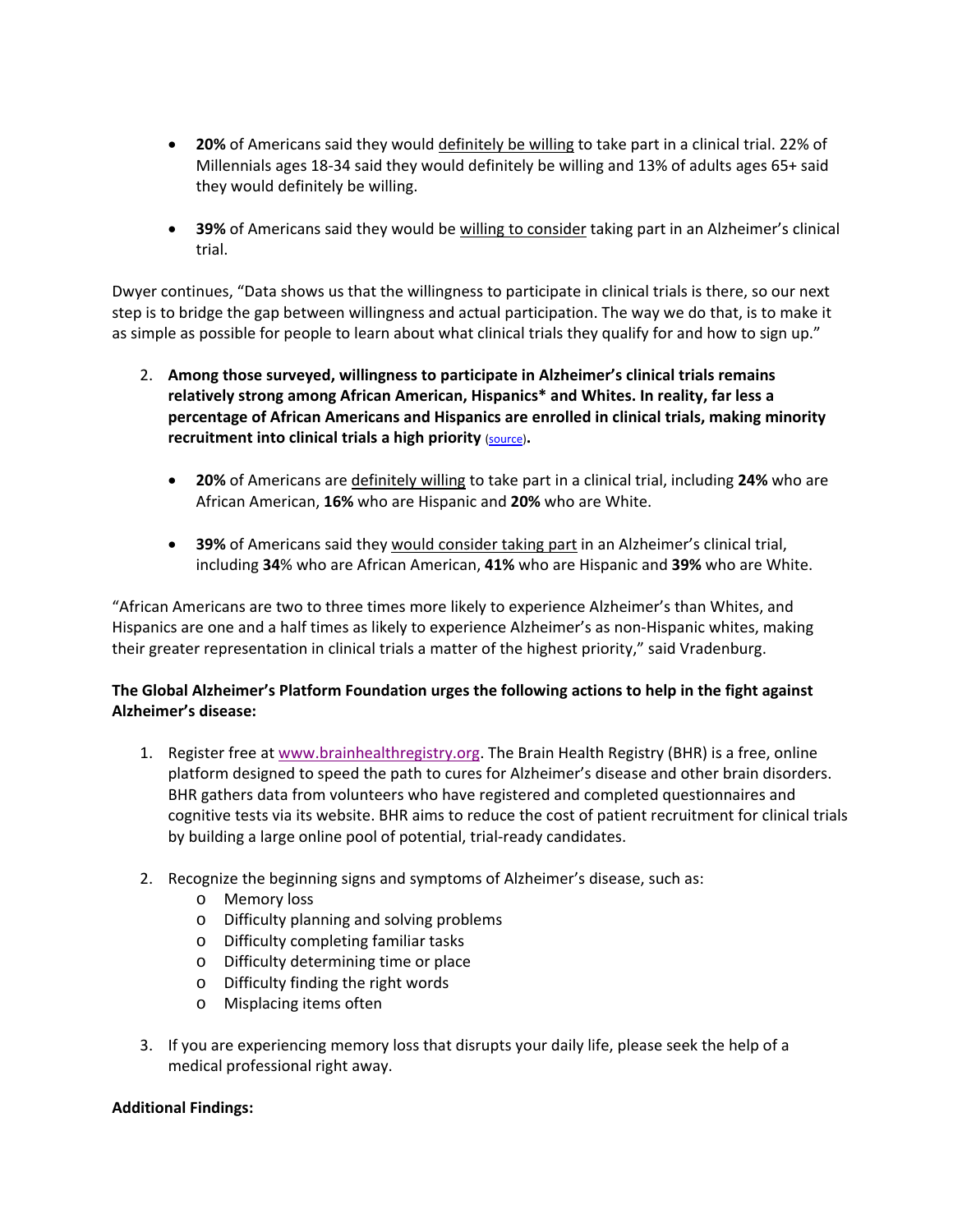- **20%** of Americans said they would definitely be willing to take part in a clinical trial. 22% of Millennials ages 18-34 said they would definitely be willing and 13% of adults ages 65+ said they would definitely be willing.

- **39%** of Americans said they would be willing to consider taking part in an Alzheimer's clinical trial.

Dwyer continues, "Data shows us that the willingness to participate in clinical trials is there, so our next step is to bridge the gap between willingness and actual participation. The way we do that, is to make it as simple as possible for people to learn about what clinical trials they qualify for and how to sign up."

2. **Among those surveyed, willingness to participate in Alzheimer's clinical trials remains relatively strong among African American, Hispanics* and Whites. In reality, far less a percentage of African Americans and Hispanics are enrolled in clinical trials, making minority recruitment into clinical trials a high priority** (source)**.**

   - **20%** of Americans are definitely willing to take part in a clinical trial, including **24%** who are African American, **16%** who are Hispanic and **20%** who are White.

   - **39%** of Americans said they would consider taking part in an Alzheimer's clinical trial, including **34**% who are African American, **41%** who are Hispanic and **39%** who are White.

"African Americans are two to three times more likely to experience Alzheimer's than Whites, and Hispanics are one and a half times as likely to experience Alzheimer's as non-Hispanic whites, making their greater representation in clinical trials a matter of the highest priority," said Vradenburg.

**The Global Alzheimer's Platform Foundation urges the following actions to help in the fight against Alzheimer's disease:**

1. Register free at www.brainhealthregistry.org. The Brain Health Registry (BHR) is a free, online platform designed to speed the path to cures for Alzheimer's disease and other brain disorders. BHR gathers data from volunteers who have registered and completed questionnaires and cognitive tests via its website. BHR aims to reduce the cost of patient recruitment for clinical trials by building a large online pool of potential, trial-ready candidates.

2. Recognize the beginning signs and symptoms of Alzheimer's disease, such as:
   - Memory loss
   - Difficulty planning and solving problems
   - Difficulty completing familiar tasks
   - Difficulty determining time or place
   - Difficulty finding the right words
   - Misplacing items often

3. If you are experiencing memory loss that disrupts your daily life, please seek the help of a medical professional right away.

**Additional Findings:**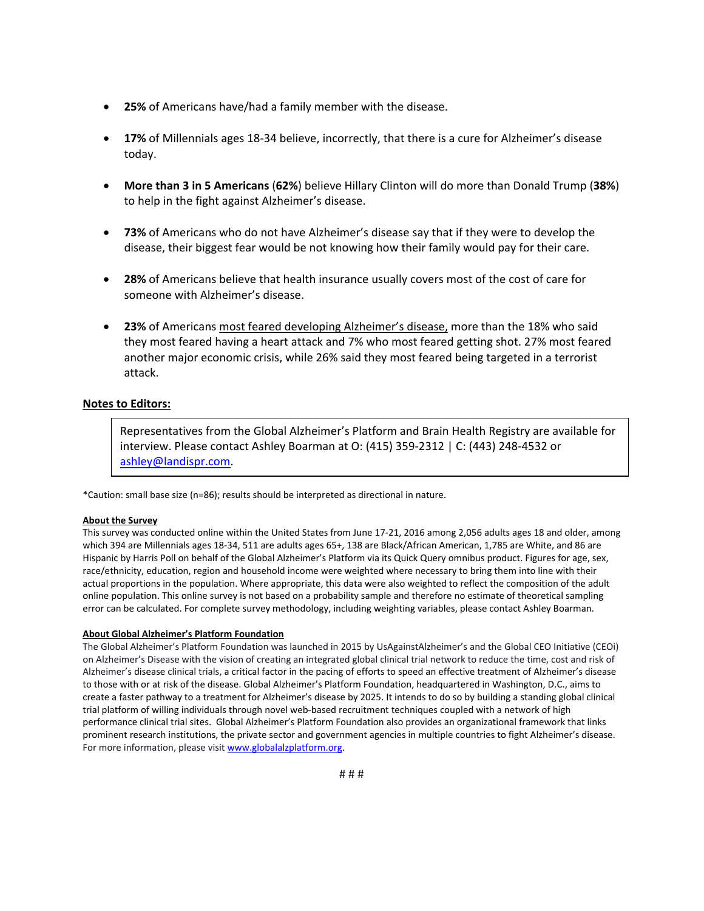- **25%** of Americans have/had a family member with the disease.
- **17%** of Millennials ages 18-34 believe, incorrectly, that there is a cure for Alzheimer's disease today.
- **More than 3 in 5 Americans** (**62%**) believe Hillary Clinton will do more than Donald Trump (**38%**) to help in the fight against Alzheimer's disease.
- **73%** of Americans who do not have Alzheimer's disease say that if they were to develop the disease, their biggest fear would be not knowing how their family would pay for their care.
- **28%** of Americans believe that health insurance usually covers most of the cost of care for someone with Alzheimer's disease.
- **23%** of Americans most feared developing Alzheimer's disease, more than the 18% who said they most feared having a heart attack and 7% who most feared getting shot. 27% most feared another major economic crisis, while 26% said they most feared being targeted in a terrorist attack.

**Notes to Editors:**

Representatives from the Global Alzheimer's Platform and Brain Health Registry are available for interview. Please contact Ashley Boarman at O: (415) 359-2312 | C: (443) 248-4532 or ashley@landispr.com.

*Caution: small base size (n=86); results should be interpreted as directional in nature.

**About the Survey**

This survey was conducted online within the United States from June 17-21, 2016 among 2,056 adults ages 18 and older, among which 394 are Millennials ages 18-34, 511 are adults ages 65+, 138 are Black/African American, 1,785 are White, and 86 are Hispanic by Harris Poll on behalf of the Global Alzheimer's Platform via its Quick Query omnibus product. Figures for age, sex, race/ethnicity, education, region and household income were weighted where necessary to bring them into line with their actual proportions in the population. Where appropriate, this data were also weighted to reflect the composition of the adult online population. This online survey is not based on a probability sample and therefore no estimate of theoretical sampling error can be calculated. For complete survey methodology, including weighting variables, please contact Ashley Boarman.

**About Global Alzheimer's Platform Foundation**

The Global Alzheimer's Platform Foundation was launched in 2015 by UsAgainstAlzheimer's and the Global CEO Initiative (CEOi) on Alzheimer's Disease with the vision of creating an integrated global clinical trial network to reduce the time, cost and risk of Alzheimer's disease clinical trials, a critical factor in the pacing of efforts to speed an effective treatment of Alzheimer's disease to those with or at risk of the disease. Global Alzheimer's Platform Foundation, headquartered in Washington, D.C., aims to create a faster pathway to a treatment for Alzheimer's disease by 2025. It intends to do so by building a standing global clinical trial platform of willing individuals through novel web-based recruitment techniques coupled with a network of high performance clinical trial sites. Global Alzheimer's Platform Foundation also provides an organizational framework that links prominent research institutions, the private sector and government agencies in multiple countries to fight Alzheimer's disease. For more information, please visit www.globalalzplatform.org.

# # #